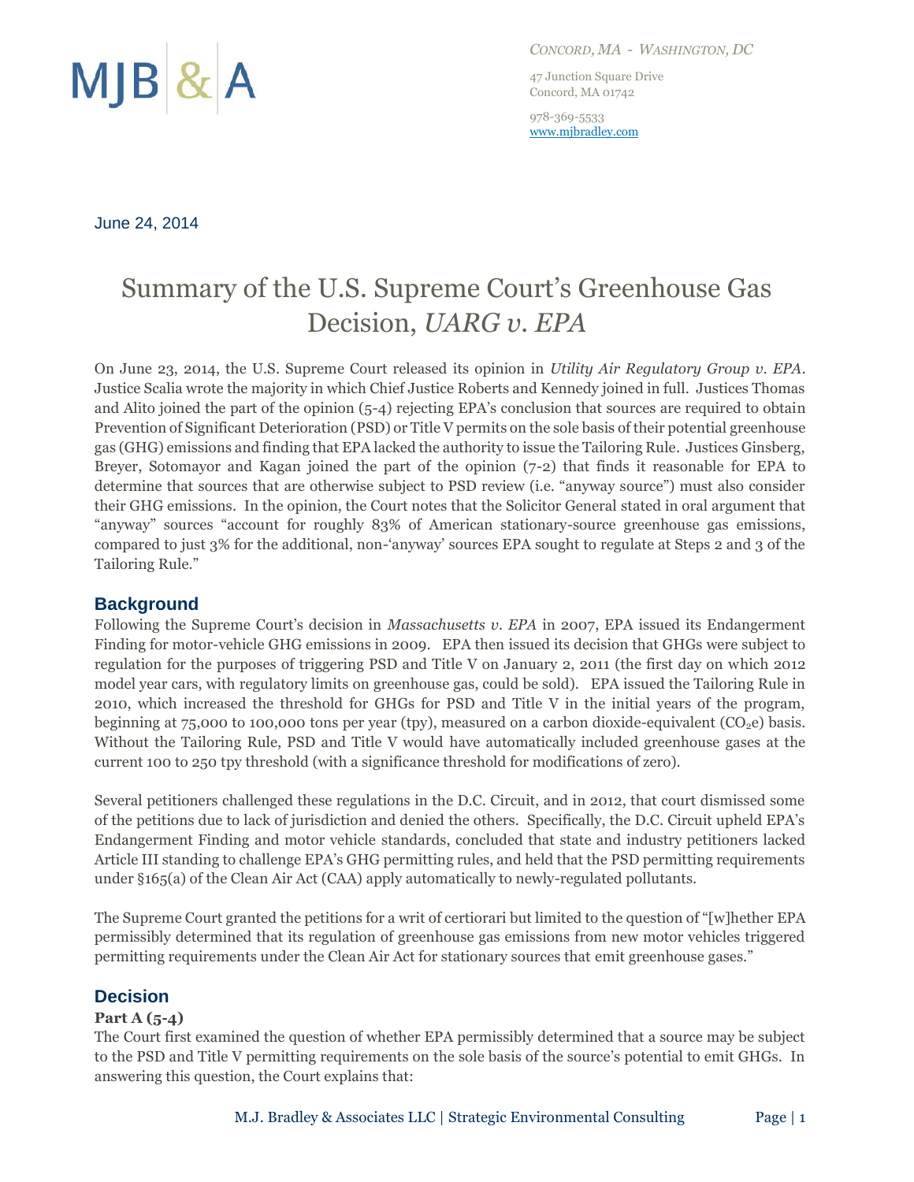MJB & A

*CONCORD, MA - WASHINGTON, DC*

47 Junction Square Drive
Concord, MA 01742

978-369-5533
www.mjbradley.com

June 24, 2014

# Summary of the U.S. Supreme Court's Greenhouse Gas Decision, *UARG v. EPA*

On June 23, 2014, the U.S. Supreme Court released its opinion in *Utility Air Regulatory Group v. EPA*. Justice Scalia wrote the majority in which Chief Justice Roberts and Kennedy joined in full. Justices Thomas and Alito joined the part of the opinion (5-4) rejecting EPA's conclusion that sources are required to obtain Prevention of Significant Deterioration (PSD) or Title V permits on the sole basis of their potential greenhouse gas (GHG) emissions and finding that EPA lacked the authority to issue the Tailoring Rule. Justices Ginsberg, Breyer, Sotomayor and Kagan joined the part of the opinion (7-2) that finds it reasonable for EPA to determine that sources that are otherwise subject to PSD review (i.e. "anyway source") must also consider their GHG emissions. In the opinion, the Court notes that the Solicitor General stated in oral argument that "anyway" sources "account for roughly 83% of American stationary-source greenhouse gas emissions, compared to just 3% for the additional, non-'anyway' sources EPA sought to regulate at Steps 2 and 3 of the Tailoring Rule."

## Background

Following the Supreme Court's decision in *Massachusetts v. EPA* in 2007, EPA issued its Endangerment Finding for motor-vehicle GHG emissions in 2009. EPA then issued its decision that GHGs were subject to regulation for the purposes of triggering PSD and Title V on January 2, 2011 (the first day on which 2012 model year cars, with regulatory limits on greenhouse gas, could be sold). EPA issued the Tailoring Rule in 2010, which increased the threshold for GHGs for PSD and Title V in the initial years of the program, beginning at 75,000 to 100,000 tons per year (tpy), measured on a carbon dioxide-equivalent ($CO_2e$) basis. Without the Tailoring Rule, PSD and Title V would have automatically included greenhouse gases at the current 100 to 250 tpy threshold (with a significance threshold for modifications of zero).

Several petitioners challenged these regulations in the D.C. Circuit, and in 2012, that court dismissed some of the petitions due to lack of jurisdiction and denied the others. Specifically, the D.C. Circuit upheld EPA's Endangerment Finding and motor vehicle standards, concluded that state and industry petitioners lacked Article III standing to challenge EPA's GHG permitting rules, and held that the PSD permitting requirements under §165(a) of the Clean Air Act (CAA) apply automatically to newly-regulated pollutants.

The Supreme Court granted the petitions for a writ of certiorari but limited to the question of "[w]hether EPA permissibly determined that its regulation of greenhouse gas emissions from new motor vehicles triggered permitting requirements under the Clean Air Act for stationary sources that emit greenhouse gases."

## Decision

### Part A (5-4)

The Court first examined the question of whether EPA permissibly determined that a source may be subject to the PSD and Title V permitting requirements on the sole basis of the source's potential to emit GHGs. In answering this question, the Court explains that: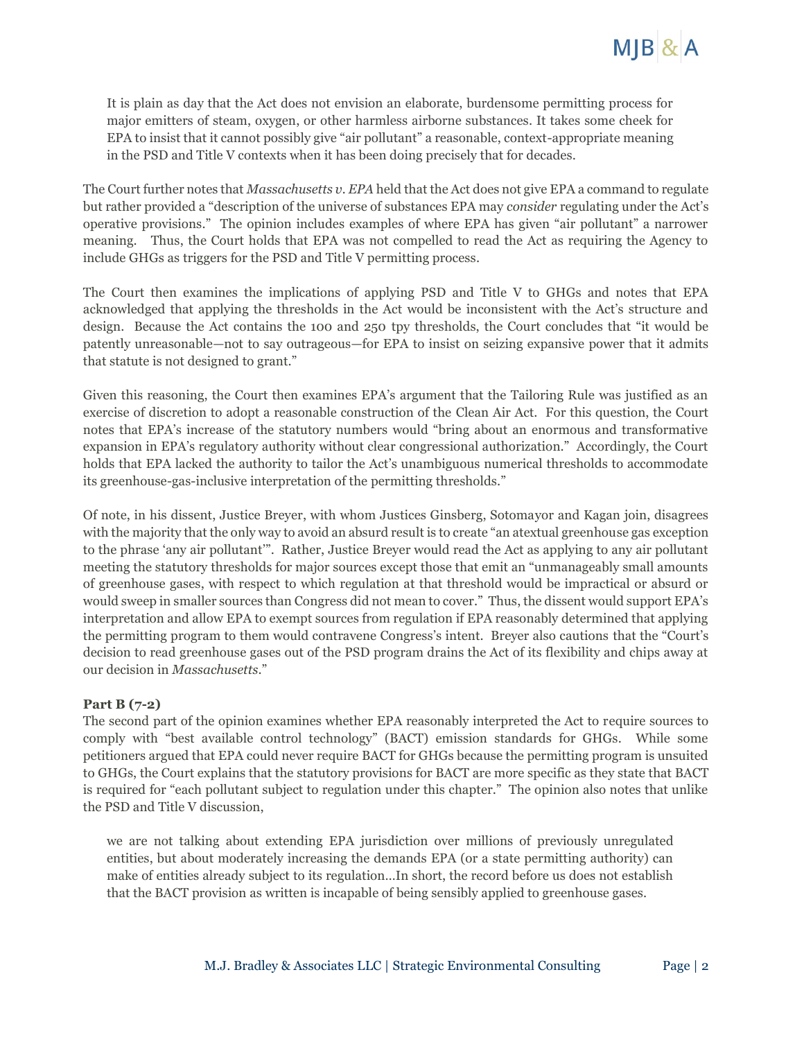> It is plain as day that the Act does not envision an elaborate, burdensome permitting process for major emitters of steam, oxygen, or other harmless airborne substances. It takes some cheek for EPA to insist that it cannot possibly give "air pollutant" a reasonable, context-appropriate meaning in the PSD and Title V contexts when it has been doing precisely that for decades.

The Court further notes that *Massachusetts v. EPA* held that the Act does not give EPA a command to regulate but rather provided a "description of the universe of substances EPA may *consider* regulating under the Act's operative provisions." The opinion includes examples of where EPA has given "air pollutant" a narrower meaning. Thus, the Court holds that EPA was not compelled to read the Act as requiring the Agency to include GHGs as triggers for the PSD and Title V permitting process.

The Court then examines the implications of applying PSD and Title V to GHGs and notes that EPA acknowledged that applying the thresholds in the Act would be inconsistent with the Act's structure and design. Because the Act contains the 100 and 250 tpy thresholds, the Court concludes that "it would be patently unreasonable—not to say outrageous—for EPA to insist on seizing expansive power that it admits that statute is not designed to grant."

Given this reasoning, the Court then examines EPA's argument that the Tailoring Rule was justified as an exercise of discretion to adopt a reasonable construction of the Clean Air Act. For this question, the Court notes that EPA's increase of the statutory numbers would "bring about an enormous and transformative expansion in EPA's regulatory authority without clear congressional authorization." Accordingly, the Court holds that EPA lacked the authority to tailor the Act's unambiguous numerical thresholds to accommodate its greenhouse-gas-inclusive interpretation of the permitting thresholds."

Of note, in his dissent, Justice Breyer, with whom Justices Ginsberg, Sotomayor and Kagan join, disagrees with the majority that the only way to avoid an absurd result is to create "an atextual greenhouse gas exception to the phrase 'any air pollutant'". Rather, Justice Breyer would read the Act as applying to any air pollutant meeting the statutory thresholds for major sources except those that emit an "unmanageably small amounts of greenhouse gases, with respect to which regulation at that threshold would be impractical or absurd or would sweep in smaller sources than Congress did not mean to cover." Thus, the dissent would support EPA's interpretation and allow EPA to exempt sources from regulation if EPA reasonably determined that applying the permitting program to them would contravene Congress's intent. Breyer also cautions that the "Court's decision to read greenhouse gases out of the PSD program drains the Act of its flexibility and chips away at our decision in *Massachusetts*."

**Part B (7-2)**

The second part of the opinion examines whether EPA reasonably interpreted the Act to require sources to comply with "best available control technology" (BACT) emission standards for GHGs. While some petitioners argued that EPA could never require BACT for GHGs because the permitting program is unsuited to GHGs, the Court explains that the statutory provisions for BACT are more specific as they state that BACT is required for "each pollutant subject to regulation under this chapter." The opinion also notes that unlike the PSD and Title V discussion,

> we are not talking about extending EPA jurisdiction over millions of previously unregulated entities, but about moderately increasing the demands EPA (or a state permitting authority) can make of entities already subject to its regulation…In short, the record before us does not establish that the BACT provision as written is incapable of being sensibly applied to greenhouse gases.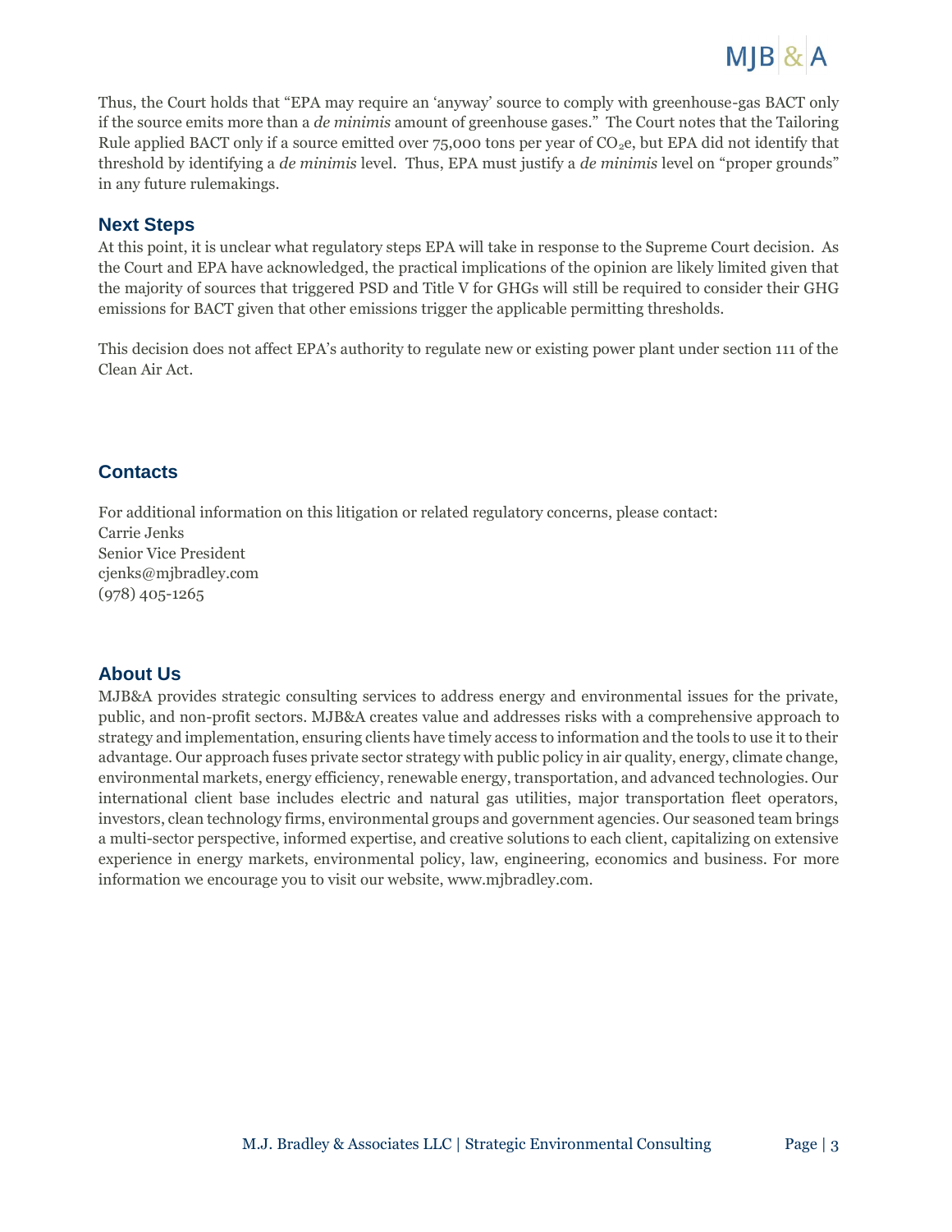Thus, the Court holds that "EPA may require an 'anyway' source to comply with greenhouse-gas BACT only if the source emits more than a *de minimis* amount of greenhouse gases." The Court notes that the Tailoring Rule applied BACT only if a source emitted over 75,000 tons per year of $CO_2e$, but EPA did not identify that threshold by identifying a *de minimis* level. Thus, EPA must justify a *de minimis* level on "proper grounds" in any future rulemakings.

## Next Steps

At this point, it is unclear what regulatory steps EPA will take in response to the Supreme Court decision. As the Court and EPA have acknowledged, the practical implications of the opinion are likely limited given that the majority of sources that triggered PSD and Title V for GHGs will still be required to consider their GHG emissions for BACT given that other emissions trigger the applicable permitting thresholds.

This decision does not affect EPA's authority to regulate new or existing power plant under section 111 of the Clean Air Act.

## Contacts

For additional information on this litigation or related regulatory concerns, please contact:
Carrie Jenks
Senior Vice President
cjenks@mjbradley.com
(978) 405-1265

## About Us

MJB&A provides strategic consulting services to address energy and environmental issues for the private, public, and non-profit sectors. MJB&A creates value and addresses risks with a comprehensive approach to strategy and implementation, ensuring clients have timely access to information and the tools to use it to their advantage. Our approach fuses private sector strategy with public policy in air quality, energy, climate change, environmental markets, energy efficiency, renewable energy, transportation, and advanced technologies. Our international client base includes electric and natural gas utilities, major transportation fleet operators, investors, clean technology firms, environmental groups and government agencies. Our seasoned team brings a multi-sector perspective, informed expertise, and creative solutions to each client, capitalizing on extensive experience in energy markets, environmental policy, law, engineering, economics and business. For more information we encourage you to visit our website, www.mjbradley.com.